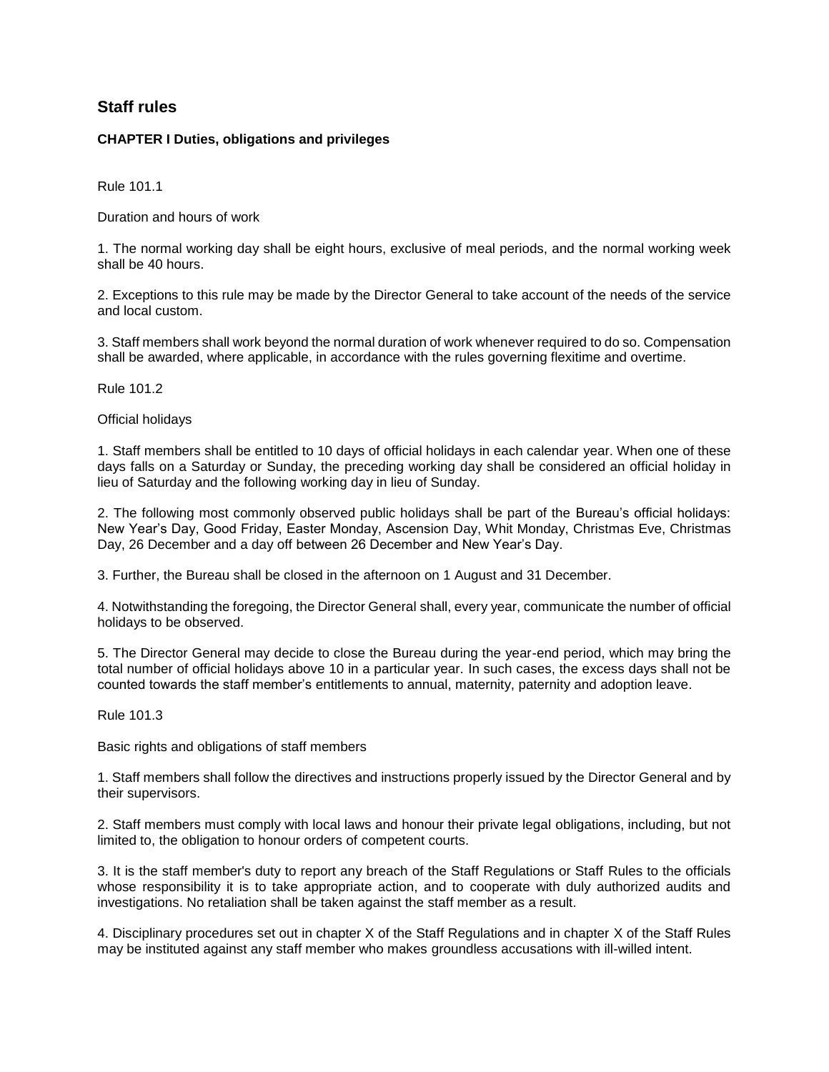## Staff rules

### CHAPTER I Duties, obligations and privileges

Rule 101.1

Duration and hours of work

1. The normal working day shall be eight hours, exclusive of meal periods, and the normal working week shall be 40 hours.

2. Exceptions to this rule may be made by the Director General to take account of the needs of the service and local custom.

3. Staff members shall work beyond the normal duration of work whenever required to do so. Compensation shall be awarded, where applicable, in accordance with the rules governing flexitime and overtime.

Rule 101.2

Official holidays

1. Staff members shall be entitled to 10 days of official holidays in each calendar year. When one of these days falls on a Saturday or Sunday, the preceding working day shall be considered an official holiday in lieu of Saturday and the following working day in lieu of Sunday.

2. The following most commonly observed public holidays shall be part of the Bureau's official holidays: New Year's Day, Good Friday, Easter Monday, Ascension Day, Whit Monday, Christmas Eve, Christmas Day, 26 December and a day off between 26 December and New Year's Day.

3. Further, the Bureau shall be closed in the afternoon on 1 August and 31 December.

4. Notwithstanding the foregoing, the Director General shall, every year, communicate the number of official holidays to be observed.

5. The Director General may decide to close the Bureau during the year-end period, which may bring the total number of official holidays above 10 in a particular year. In such cases, the excess days shall not be counted towards the staff member's entitlements to annual, maternity, paternity and adoption leave.

Rule 101.3

Basic rights and obligations of staff members

1. Staff members shall follow the directives and instructions properly issued by the Director General and by their supervisors.

2. Staff members must comply with local laws and honour their private legal obligations, including, but not limited to, the obligation to honour orders of competent courts.

3. It is the staff member's duty to report any breach of the Staff Regulations or Staff Rules to the officials whose responsibility it is to take appropriate action, and to cooperate with duly authorized audits and investigations. No retaliation shall be taken against the staff member as a result.

4. Disciplinary procedures set out in chapter X of the Staff Regulations and in chapter X of the Staff Rules may be instituted against any staff member who makes groundless accusations with ill-willed intent.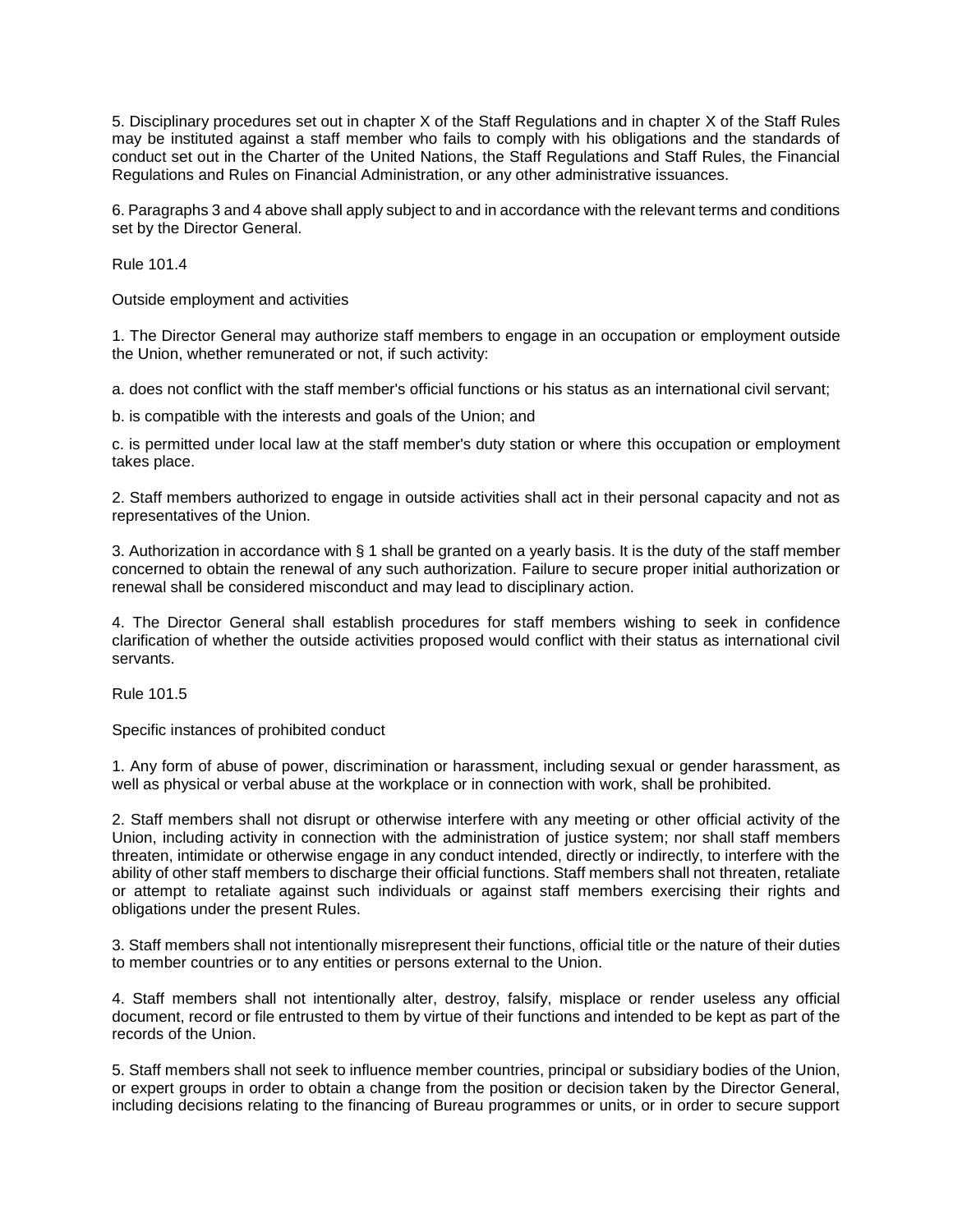5. Disciplinary procedures set out in chapter X of the Staff Regulations and in chapter X of the Staff Rules may be instituted against a staff member who fails to comply with his obligations and the standards of conduct set out in the Charter of the United Nations, the Staff Regulations and Staff Rules, the Financial Regulations and Rules on Financial Administration, or any other administrative issuances.

6. Paragraphs 3 and 4 above shall apply subject to and in accordance with the relevant terms and conditions set by the Director General.

Rule 101.4

Outside employment and activities

1. The Director General may authorize staff members to engage in an occupation or employment outside the Union, whether remunerated or not, if such activity:

a. does not conflict with the staff member's official functions or his status as an international civil servant;

b. is compatible with the interests and goals of the Union; and

c. is permitted under local law at the staff member's duty station or where this occupation or employment takes place.

2. Staff members authorized to engage in outside activities shall act in their personal capacity and not as representatives of the Union.

3. Authorization in accordance with § 1 shall be granted on a yearly basis. It is the duty of the staff member concerned to obtain the renewal of any such authorization. Failure to secure proper initial authorization or renewal shall be considered misconduct and may lead to disciplinary action.

4. The Director General shall establish procedures for staff members wishing to seek in confidence clarification of whether the outside activities proposed would conflict with their status as international civil servants.

Rule 101.5

Specific instances of prohibited conduct

1. Any form of abuse of power, discrimination or harassment, including sexual or gender harassment, as well as physical or verbal abuse at the workplace or in connection with work, shall be prohibited.

2. Staff members shall not disrupt or otherwise interfere with any meeting or other official activity of the Union, including activity in connection with the administration of justice system; nor shall staff members threaten, intimidate or otherwise engage in any conduct intended, directly or indirectly, to interfere with the ability of other staff members to discharge their official functions. Staff members shall not threaten, retaliate or attempt to retaliate against such individuals or against staff members exercising their rights and obligations under the present Rules.

3. Staff members shall not intentionally misrepresent their functions, official title or the nature of their duties to member countries or to any entities or persons external to the Union.

4. Staff members shall not intentionally alter, destroy, falsify, misplace or render useless any official document, record or file entrusted to them by virtue of their functions and intended to be kept as part of the records of the Union.

5. Staff members shall not seek to influence member countries, principal or subsidiary bodies of the Union, or expert groups in order to obtain a change from the position or decision taken by the Director General, including decisions relating to the financing of Bureau programmes or units, or in order to secure support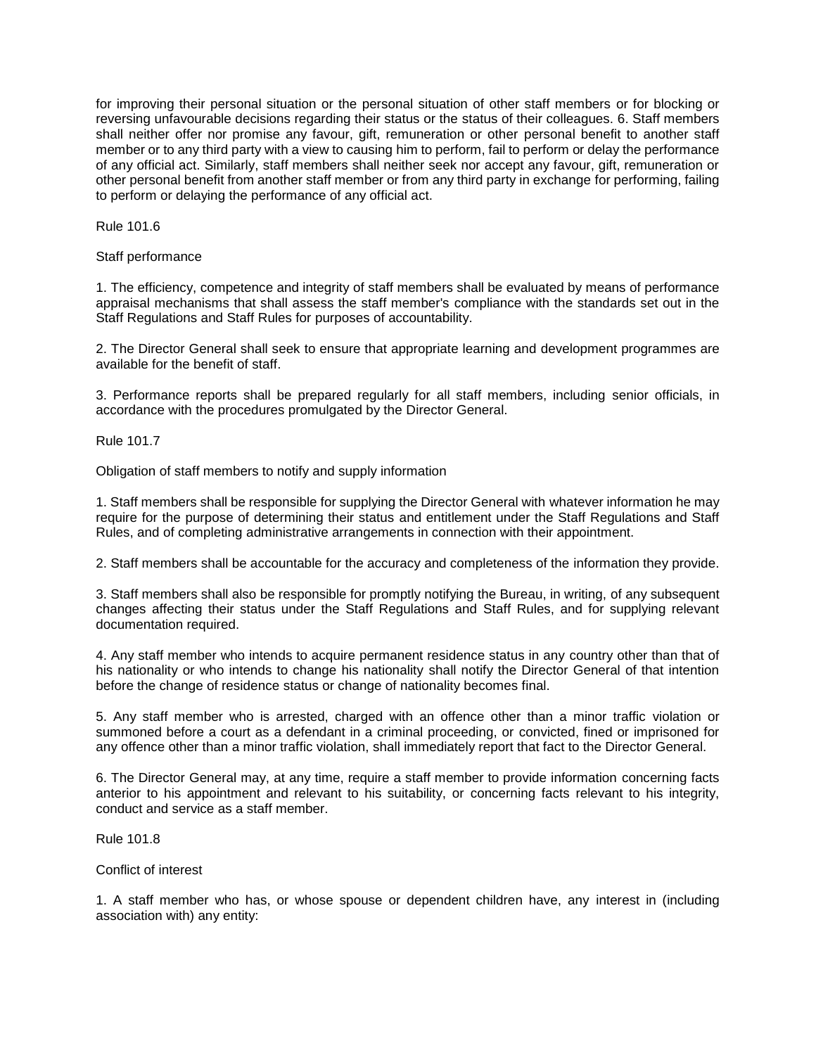for improving their personal situation or the personal situation of other staff members or for blocking or reversing unfavourable decisions regarding their status or the status of their colleagues. 6. Staff members shall neither offer nor promise any favour, gift, remuneration or other personal benefit to another staff member or to any third party with a view to causing him to perform, fail to perform or delay the performance of any official act. Similarly, staff members shall neither seek nor accept any favour, gift, remuneration or other personal benefit from another staff member or from any third party in exchange for performing, failing to perform or delaying the performance of any official act.

Rule 101.6

Staff performance

1. The efficiency, competence and integrity of staff members shall be evaluated by means of performance appraisal mechanisms that shall assess the staff member's compliance with the standards set out in the Staff Regulations and Staff Rules for purposes of accountability.

2. The Director General shall seek to ensure that appropriate learning and development programmes are available for the benefit of staff.

3. Performance reports shall be prepared regularly for all staff members, including senior officials, in accordance with the procedures promulgated by the Director General.

Rule 101.7

Obligation of staff members to notify and supply information

1. Staff members shall be responsible for supplying the Director General with whatever information he may require for the purpose of determining their status and entitlement under the Staff Regulations and Staff Rules, and of completing administrative arrangements in connection with their appointment.

2. Staff members shall be accountable for the accuracy and completeness of the information they provide.

3. Staff members shall also be responsible for promptly notifying the Bureau, in writing, of any subsequent changes affecting their status under the Staff Regulations and Staff Rules, and for supplying relevant documentation required.

4. Any staff member who intends to acquire permanent residence status in any country other than that of his nationality or who intends to change his nationality shall notify the Director General of that intention before the change of residence status or change of nationality becomes final.

5. Any staff member who is arrested, charged with an offence other than a minor traffic violation or summoned before a court as a defendant in a criminal proceeding, or convicted, fined or imprisoned for any offence other than a minor traffic violation, shall immediately report that fact to the Director General.

6. The Director General may, at any time, require a staff member to provide information concerning facts anterior to his appointment and relevant to his suitability, or concerning facts relevant to his integrity, conduct and service as a staff member.

Rule 101.8

Conflict of interest

1. A staff member who has, or whose spouse or dependent children have, any interest in (including association with) any entity: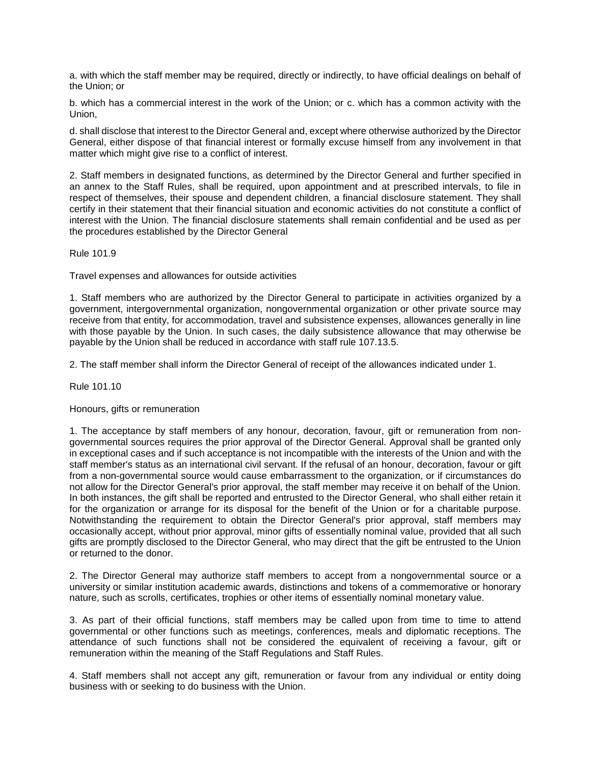a. with which the staff member may be required, directly or indirectly, to have official dealings on behalf of the Union; or

b. which has a commercial interest in the work of the Union; or c. which has a common activity with the Union,

d. shall disclose that interest to the Director General and, except where otherwise authorized by the Director General, either dispose of that financial interest or formally excuse himself from any involvement in that matter which might give rise to a conflict of interest.

2. Staff members in designated functions, as determined by the Director General and further specified in an annex to the Staff Rules, shall be required, upon appointment and at prescribed intervals, to file in respect of themselves, their spouse and dependent children, a financial disclosure statement. They shall certify in their statement that their financial situation and economic activities do not constitute a conflict of interest with the Union. The financial disclosure statements shall remain confidential and be used as per the procedures established by the Director General

Rule 101.9

Travel expenses and allowances for outside activities

1. Staff members who are authorized by the Director General to participate in activities organized by a government, intergovernmental organization, nongovernmental organization or other private source may receive from that entity, for accommodation, travel and subsistence expenses, allowances generally in line with those payable by the Union. In such cases, the daily subsistence allowance that may otherwise be payable by the Union shall be reduced in accordance with staff rule 107.13.5.

2. The staff member shall inform the Director General of receipt of the allowances indicated under 1.

Rule 101.10

Honours, gifts or remuneration

1. The acceptance by staff members of any honour, decoration, favour, gift or remuneration from non-governmental sources requires the prior approval of the Director General. Approval shall be granted only in exceptional cases and if such acceptance is not incompatible with the interests of the Union and with the staff member's status as an international civil servant. If the refusal of an honour, decoration, favour or gift from a non-governmental source would cause embarrassment to the organization, or if circumstances do not allow for the Director General's prior approval, the staff member may receive it on behalf of the Union. In both instances, the gift shall be reported and entrusted to the Director General, who shall either retain it for the organization or arrange for its disposal for the benefit of the Union or for a charitable purpose. Notwithstanding the requirement to obtain the Director General's prior approval, staff members may occasionally accept, without prior approval, minor gifts of essentially nominal value, provided that all such gifts are promptly disclosed to the Director General, who may direct that the gift be entrusted to the Union or returned to the donor.

2. The Director General may authorize staff members to accept from a nongovernmental source or a university or similar institution academic awards, distinctions and tokens of a commemorative or honorary nature, such as scrolls, certificates, trophies or other items of essentially nominal monetary value.

3. As part of their official functions, staff members may be called upon from time to time to attend governmental or other functions such as meetings, conferences, meals and diplomatic receptions. The attendance of such functions shall not be considered the equivalent of receiving a favour, gift or remuneration within the meaning of the Staff Regulations and Staff Rules.

4. Staff members shall not accept any gift, remuneration or favour from any individual or entity doing business with or seeking to do business with the Union.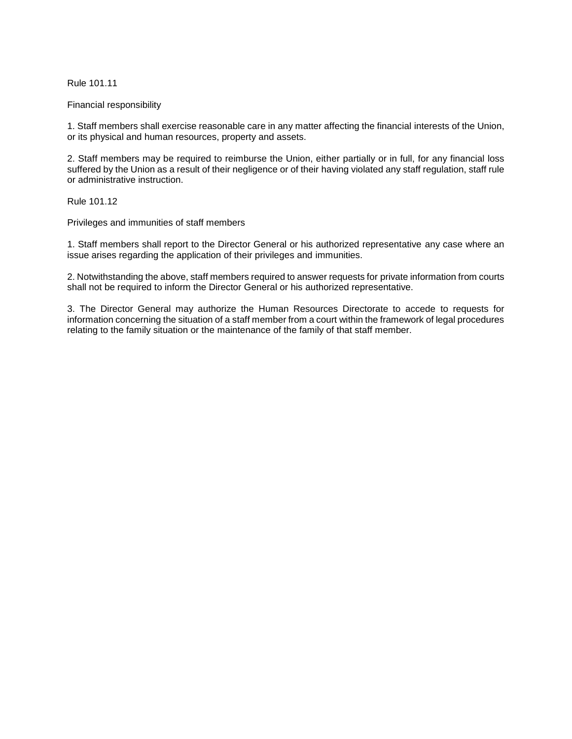## Rule 101.11

### Financial responsibility

1. Staff members shall exercise reasonable care in any matter affecting the financial interests of the Union, or its physical and human resources, property and assets.

2. Staff members may be required to reimburse the Union, either partially or in full, for any financial loss suffered by the Union as a result of their negligence or of their having violated any staff regulation, staff rule or administrative instruction.

## Rule 101.12

### Privileges and immunities of staff members

1. Staff members shall report to the Director General or his authorized representative any case where an issue arises regarding the application of their privileges and immunities.

2. Notwithstanding the above, staff members required to answer requests for private information from courts shall not be required to inform the Director General or his authorized representative.

3. The Director General may authorize the Human Resources Directorate to accede to requests for information concerning the situation of a staff member from a court within the framework of legal procedures relating to the family situation or the maintenance of the family of that staff member.